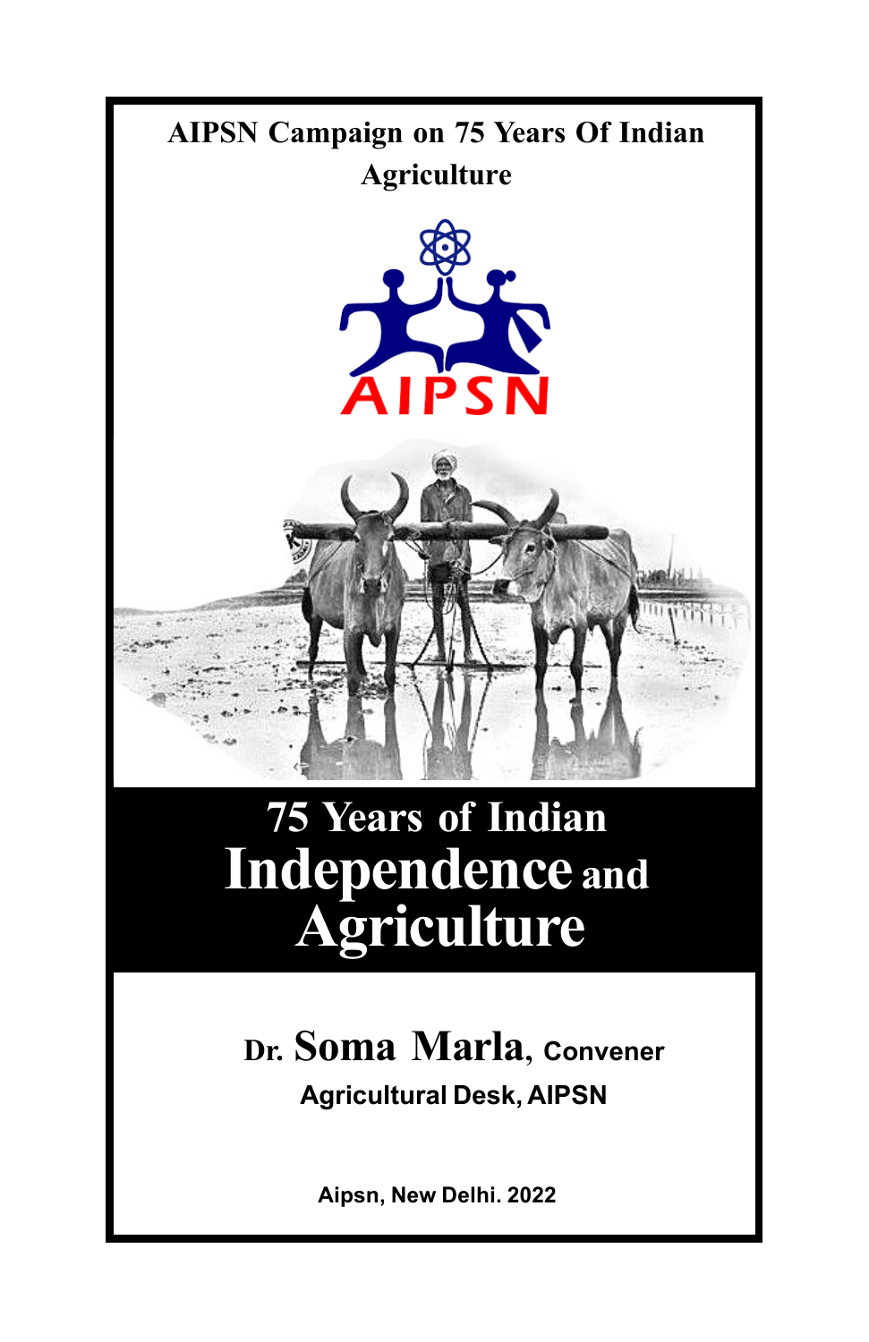**AIPSN Campaign on 75 Years Of Indian Agriculture**

AIPSN

# 75 Years of Indian Independence and Agriculture

**Dr. Soma Marla, Convener**

**Agricultural Desk, AIPSN**

**Aipsn, New Delhi. 2022**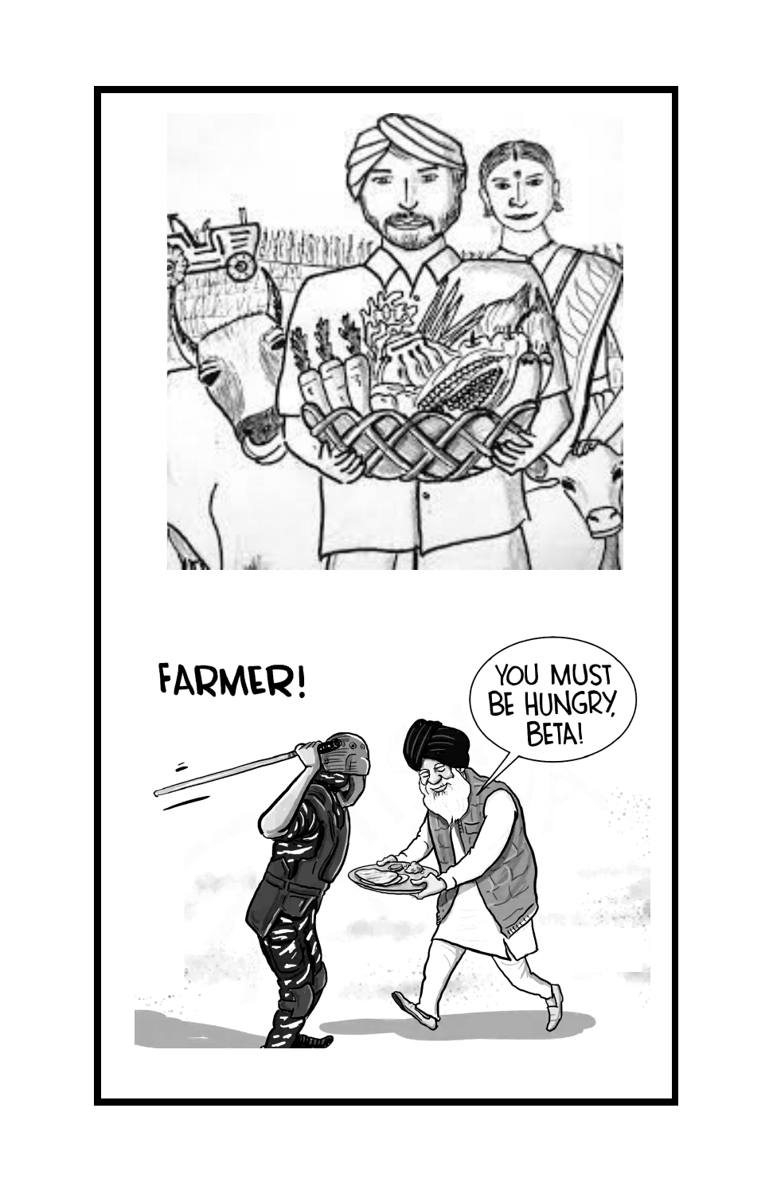FARMER!

YOU MUST BE HUNGRY, BETA!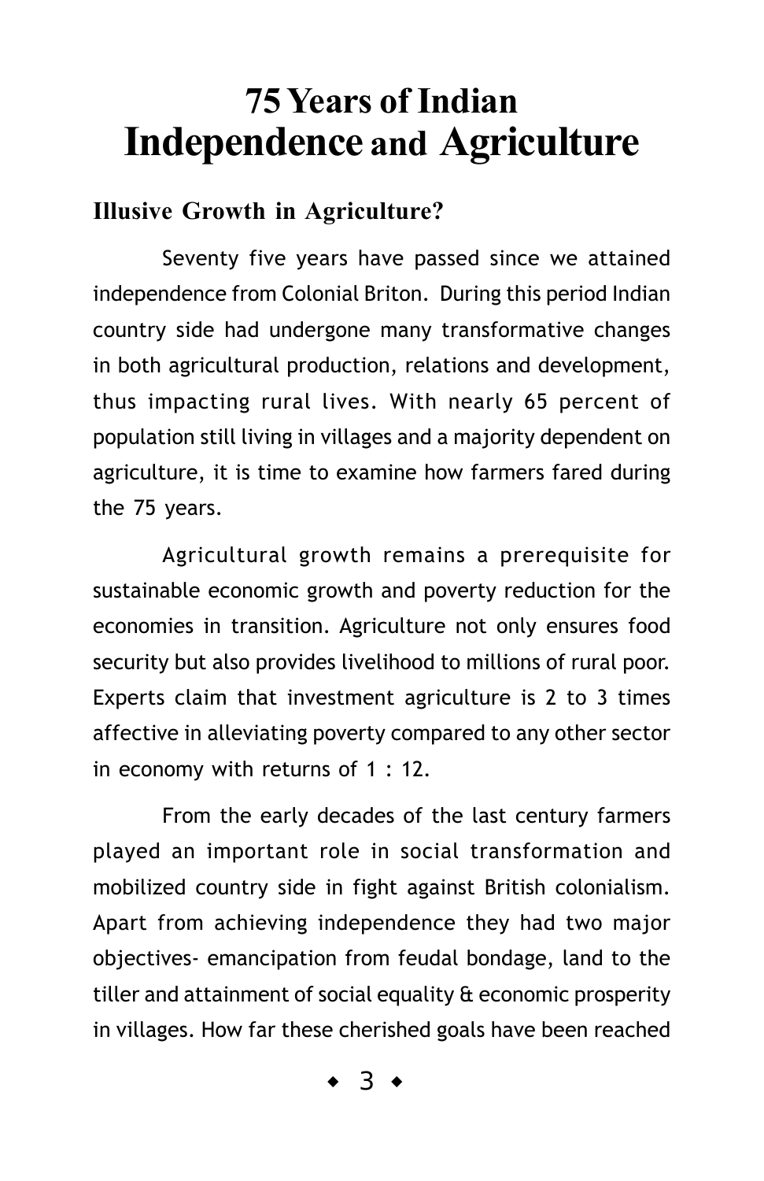# 75 Years of Indian Independence and Agriculture

## Illusive Growth in Agriculture?

Seventy five years have passed since we attained independence from Colonial Briton. During this period Indian country side had undergone many transformative changes in both agricultural production, relations and development, thus impacting rural lives. With nearly 65 percent of population still living in villages and a majority dependent on agriculture, it is time to examine how farmers fared during the 75 years.

Agricultural growth remains a prerequisite for sustainable economic growth and poverty reduction for the economies in transition. Agriculture not only ensures food security but also provides livelihood to millions of rural poor. Experts claim that investment agriculture is 2 to 3 times affective in alleviating poverty compared to any other sector in economy with returns of 1 : 12.

From the early decades of the last century farmers played an important role in social transformation and mobilized country side in fight against British colonialism. Apart from achieving independence they had two major objectives- emancipation from feudal bondage, land to the tiller and attainment of social equality & economic prosperity in villages. How far these cherished goals have been reached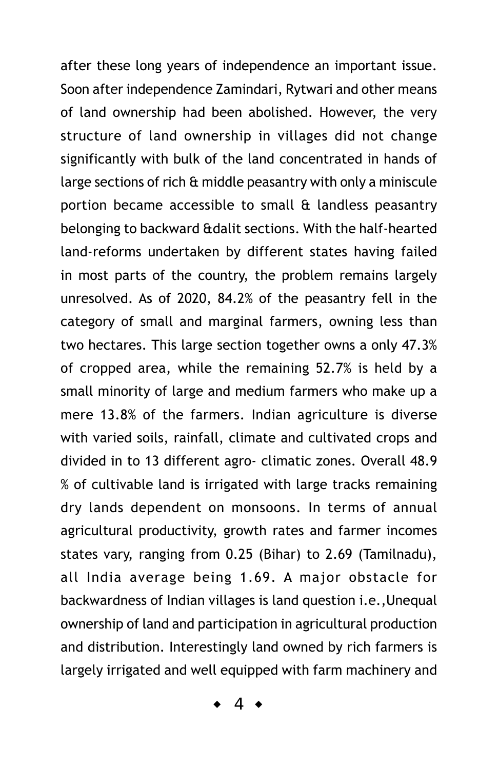after these long years of independence an important issue. Soon after independence Zamindari, Rytwari and other means of land ownership had been abolished. However, the very structure of land ownership in villages did not change significantly with bulk of the land concentrated in hands of large sections of rich & middle peasantry with only a miniscule portion became accessible to small & landless peasantry belonging to backward &dalit sections. With the half-hearted land-reforms undertaken by different states having failed in most parts of the country, the problem remains largely unresolved. As of 2020, 84.2% of the peasantry fell in the category of small and marginal farmers, owning less than two hectares. This large section together owns a only 47.3% of cropped area, while the remaining 52.7% is held by a small minority of large and medium farmers who make up a mere 13.8% of the farmers. Indian agriculture is diverse with varied soils, rainfall, climate and cultivated crops and divided in to 13 different agro- climatic zones. Overall 48.9 % of cultivable land is irrigated with large tracks remaining dry lands dependent on monsoons. In terms of annual agricultural productivity, growth rates and farmer incomes states vary, ranging from 0.25 (Bihar) to 2.69 (Tamilnadu), all India average being 1.69. A major obstacle for backwardness of Indian villages is land question i.e.,Unequal ownership of land and participation in agricultural production and distribution. Interestingly land owned by rich farmers is largely irrigated and well equipped with farm machinery and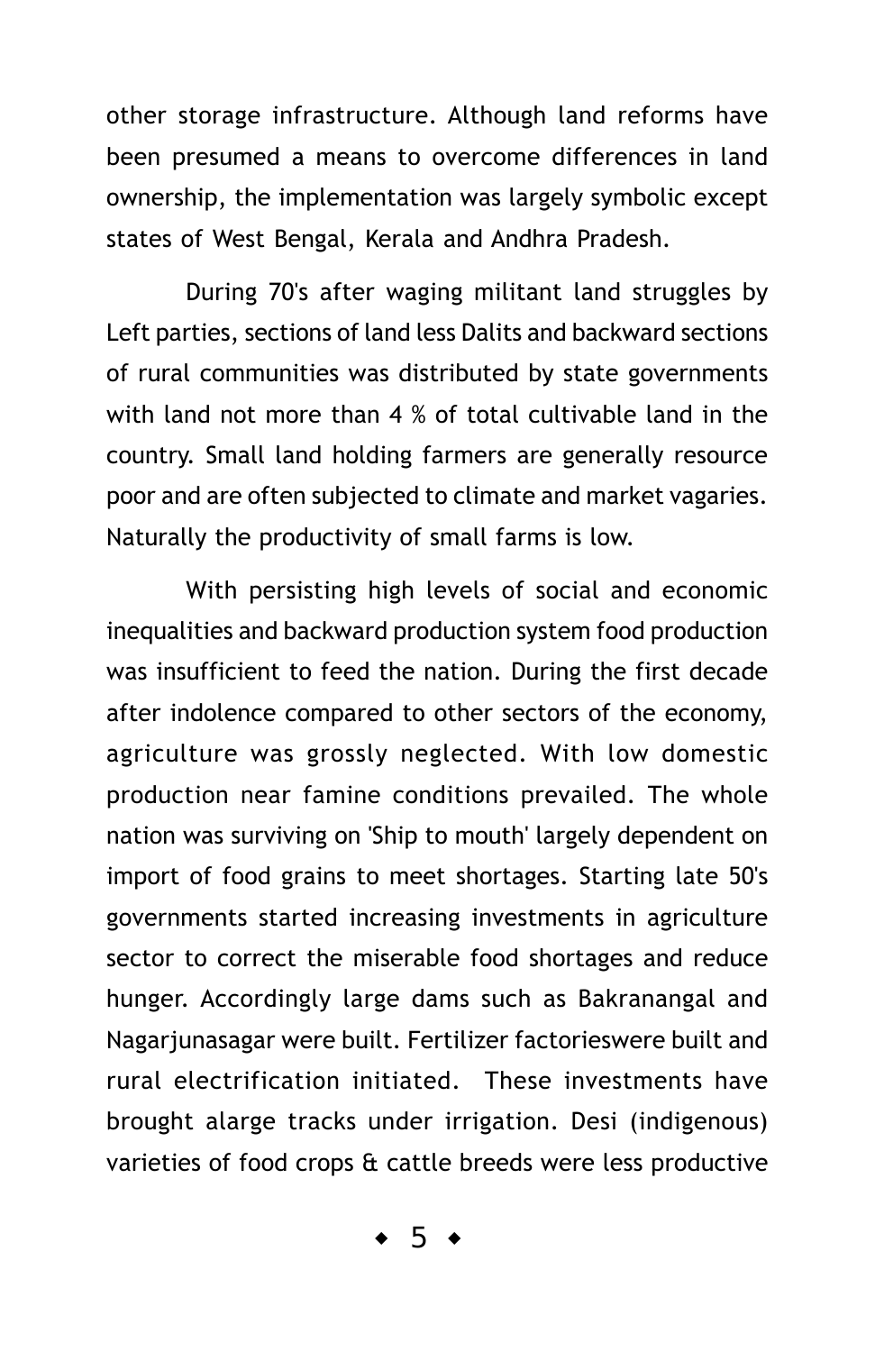other storage infrastructure. Although land reforms have been presumed a means to overcome differences in land ownership, the implementation was largely symbolic except states of West Bengal, Kerala and Andhra Pradesh.

During 70's after waging militant land struggles by Left parties, sections of land less Dalits and backward sections of rural communities was distributed by state governments with land not more than 4 % of total cultivable land in the country. Small land holding farmers are generally resource poor and are often subjected to climate and market vagaries. Naturally the productivity of small farms is low.

With persisting high levels of social and economic inequalities and backward production system food production was insufficient to feed the nation. During the first decade after indolence compared to other sectors of the economy, agriculture was grossly neglected. With low domestic production near famine conditions prevailed. The whole nation was surviving on 'Ship to mouth' largely dependent on import of food grains to meet shortages. Starting late 50's governments started increasing investments in agriculture sector to correct the miserable food shortages and reduce hunger. Accordingly large dams such as Bakranangal and Nagarjunasagar were built. Fertilizer factorieswere built and rural electrification initiated. These investments have brought alarge tracks under irrigation. Desi (indigenous) varieties of food crops & cattle breeds were less productive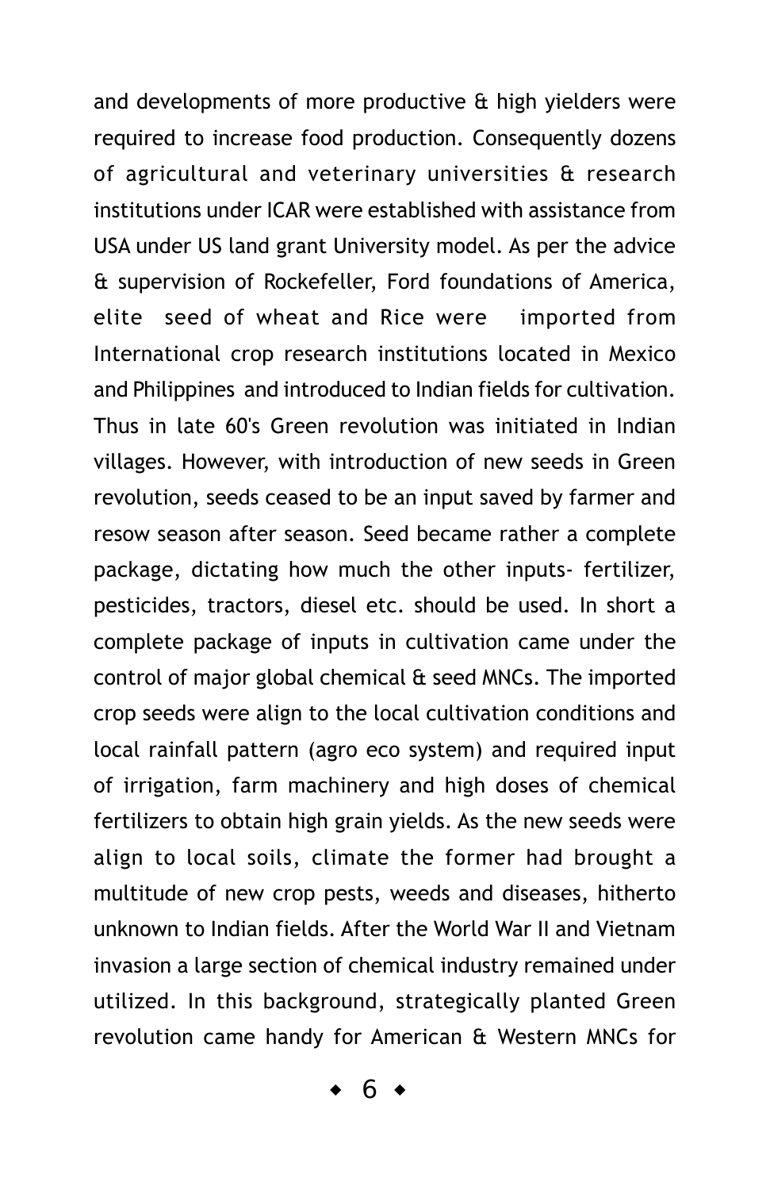and developments of more productive & high yielders were required to increase food production. Consequently dozens of agricultural and veterinary universities & research institutions under ICAR were established with assistance from USA under US land grant University model. As per the advice & supervision of Rockefeller, Ford foundations of America, elite seed of wheat and Rice were imported from International crop research institutions located in Mexico and Philippines and introduced to Indian fields for cultivation. Thus in late 60's Green revolution was initiated in Indian villages. However, with introduction of new seeds in Green revolution, seeds ceased to be an input saved by farmer and resow season after season. Seed became rather a complete package, dictating how much the other inputs- fertilizer, pesticides, tractors, diesel etc. should be used. In short a complete package of inputs in cultivation came under the control of major global chemical & seed MNCs. The imported crop seeds were align to the local cultivation conditions and local rainfall pattern (agro eco system) and required input of irrigation, farm machinery and high doses of chemical fertilizers to obtain high grain yields. As the new seeds were align to local soils, climate the former had brought a multitude of new crop pests, weeds and diseases, hitherto unknown to Indian fields. After the World War II and Vietnam invasion a large section of chemical industry remained under utilized. In this background, strategically planted Green revolution came handy for American & Western MNCs for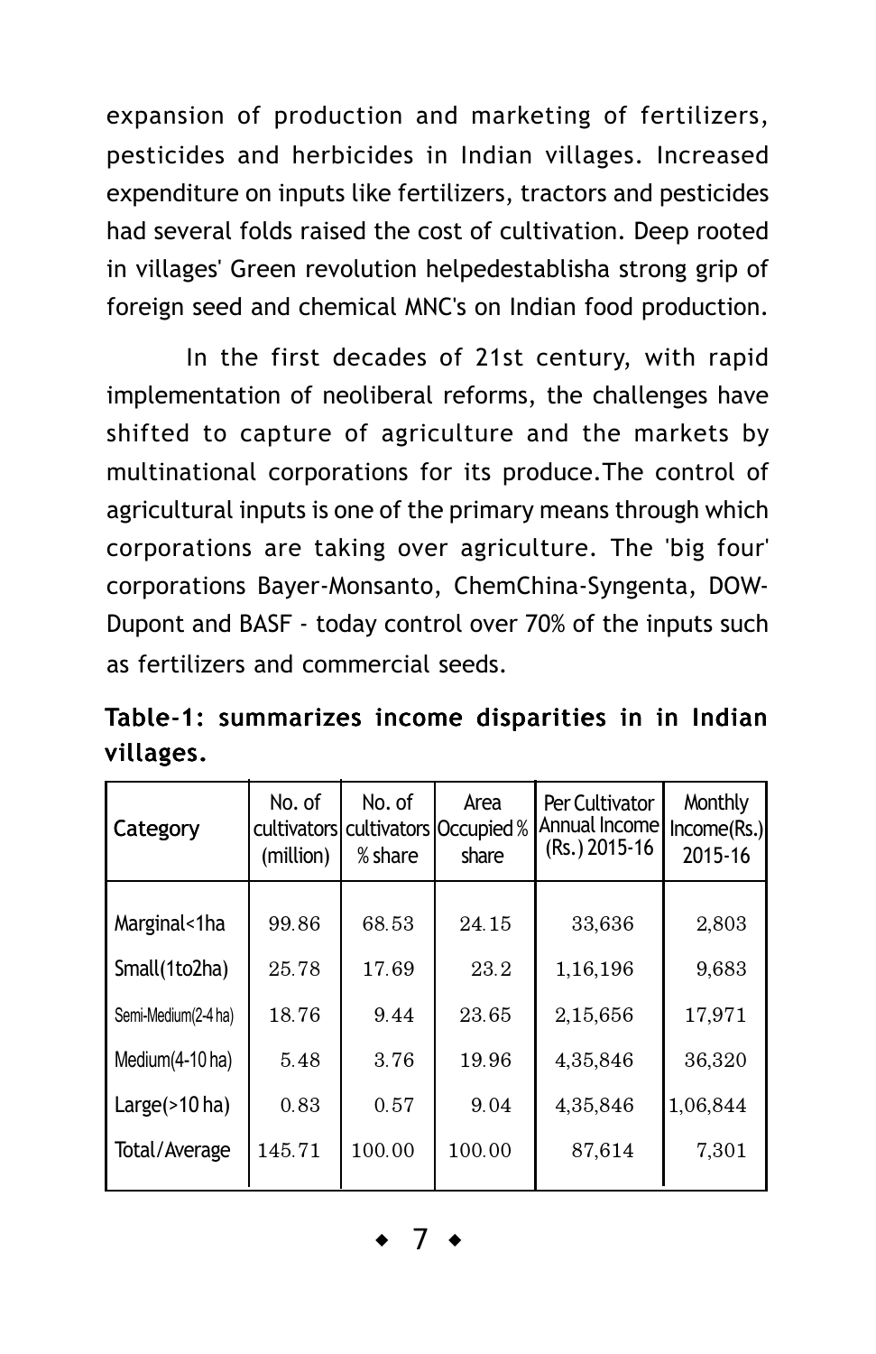expansion of production and marketing of fertilizers, pesticides and herbicides in Indian villages. Increased expenditure on inputs like fertilizers, tractors and pesticides had several folds raised the cost of cultivation. Deep rooted in villages' Green revolution helpedestablisha strong grip of foreign seed and chemical MNC's on Indian food production.

In the first decades of 21st century, with rapid implementation of neoliberal reforms, the challenges have shifted to capture of agriculture and the markets by multinational corporations for its produce.The control of agricultural inputs is one of the primary means through which corporations are taking over agriculture. The 'big four' corporations Bayer-Monsanto, ChemChina-Syngenta, DOW-Dupont and BASF - today control over 70% of the inputs such as fertilizers and commercial seeds.

**Table-1: summarizes income disparities in in Indian villages.**

| Category | No. of cultivators (million) | No. of cultivators % share | Area Occupied % share | Per Cultivator Annual Income (Rs.) 2015-16 | Monthly Income(Rs.) 2015-16 |
|---|---|---|---|---|---|
| Marginal<1ha | 99.86 | 68.53 | 24.15 | 33,636 | 2,803 |
| Small(1to2ha) | 25.78 | 17.69 | 23.2 | 1,16,196 | 9,683 |
| Semi-Medium(2-4 ha) | 18.76 | 9.44 | 23.65 | 2,15,656 | 17,971 |
| Medium(4-10 ha) | 5.48 | 3.76 | 19.96 | 4,35,846 | 36,320 |
| Large(>10 ha) | 0.83 | 0.57 | 9.04 | 4,35,846 | 1,06,844 |
| Total/Average | 145.71 | 100.00 | 100.00 | 87,614 | 7,301 |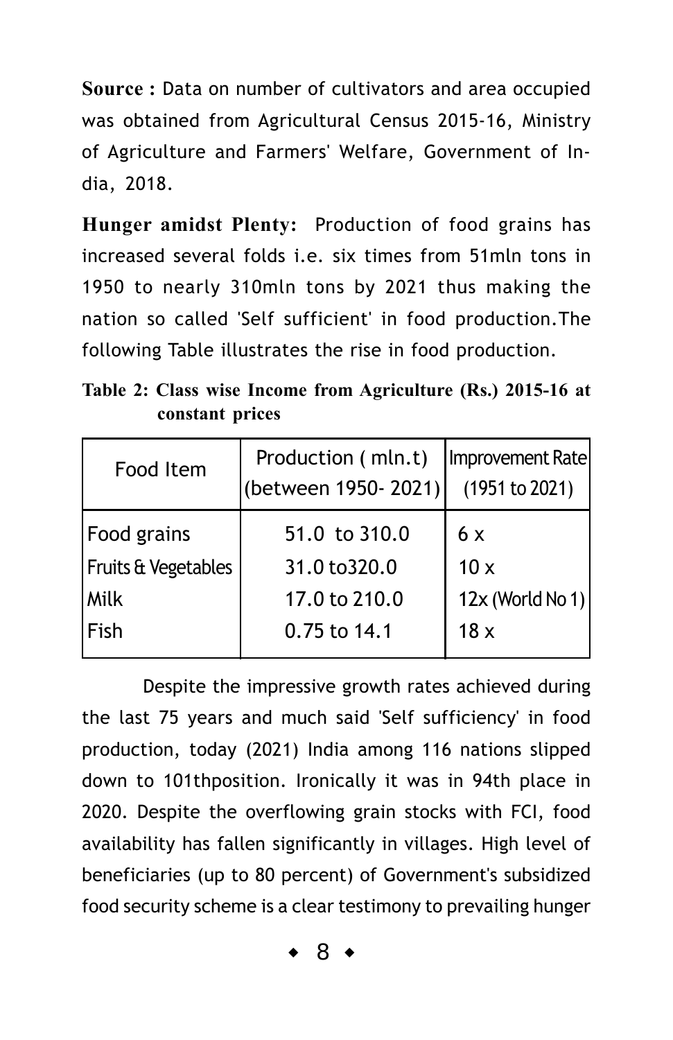**Source :** Data on number of cultivators and area occupied was obtained from Agricultural Census 2015-16, Ministry of Agriculture and Farmers' Welfare, Government of India, 2018.

**Hunger amidst Plenty:** Production of food grains has increased several folds i.e. six times from 51mln tons in 1950 to nearly 310mln tons by 2021 thus making the nation so called 'Self sufficient' in food production.The following Table illustrates the rise in food production.

**Table 2: Class wise Income from Agriculture (Rs.) 2015-16 at constant prices**

| Food Item | Production ( mln.t) (between 1950- 2021) | Improvement Rate (1951 to 2021) |
|---|---|---|
| Food grains | 51.0 to 310.0 | 6 x |
| Fruits & Vegetables | 31.0 to320.0 | 10 x |
| Milk | 17.0 to 210.0 | 12x (World No 1) |
| Fish | 0.75 to 14.1 | 18 x |

Despite the impressive growth rates achieved during the last 75 years and much said 'Self sufficiency' in food production, today (2021) India among 116 nations slipped down to 101thposition. Ironically it was in 94th place in 2020. Despite the overflowing grain stocks with FCI, food availability has fallen significantly in villages. High level of beneficiaries (up to 80 percent) of Government's subsidized food security scheme is a clear testimony to prevailing hunger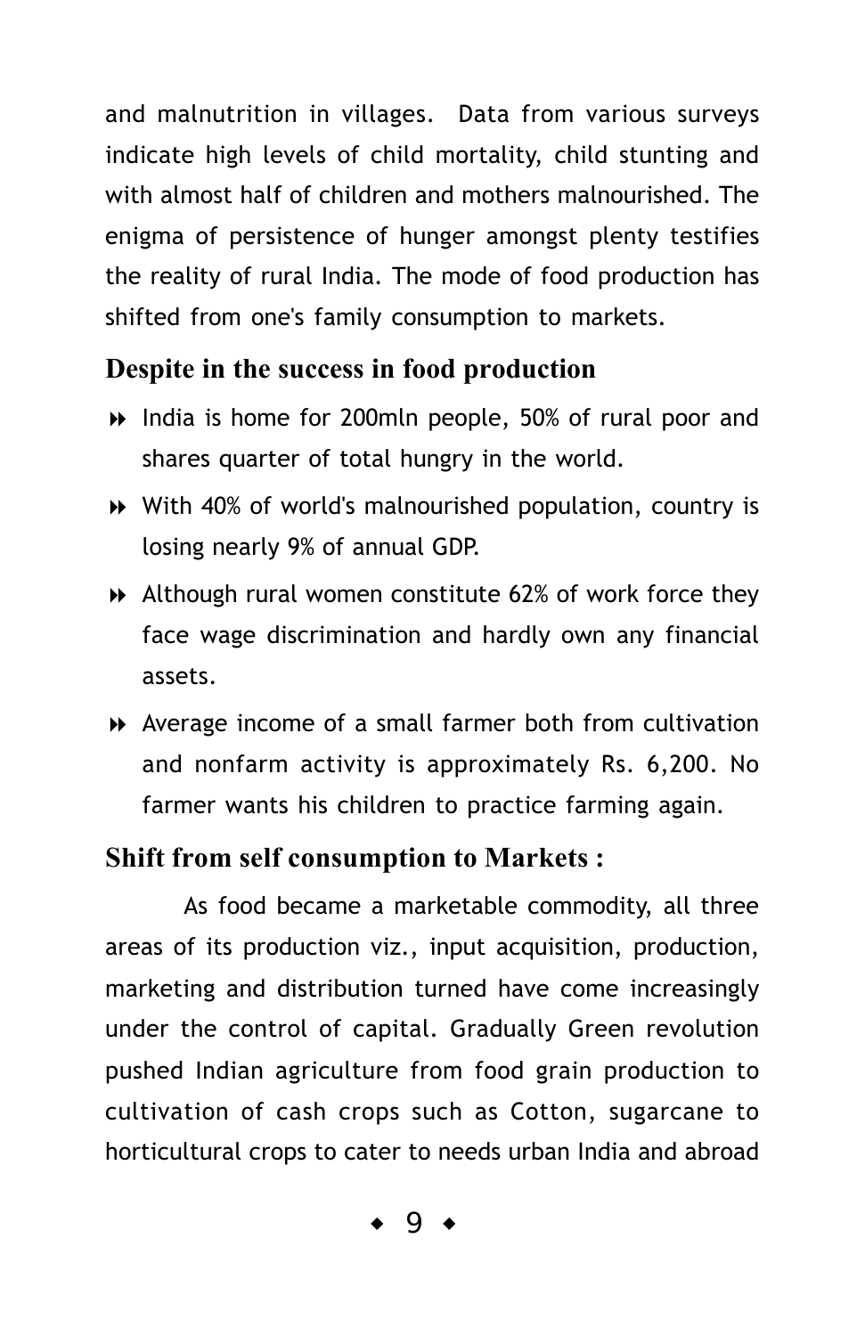and malnutrition in villages.  Data from various surveys indicate high levels of child mortality, child stunting and with almost half of children and mothers malnourished. The enigma of persistence of hunger amongst plenty testifies the reality of rural India. The mode of food production has shifted from one's family consumption to markets.

## Despite in the success in food production

- India is home for 200mln people, 50% of rural poor and shares quarter of total hungry in the world.
- With 40% of world's malnourished population, country is losing nearly 9% of annual GDP.
- Although rural women constitute 62% of work force they face wage discrimination and hardly own any financial assets.
- Average income of a small farmer both from cultivation and nonfarm activity is approximately Rs. 6,200. No farmer wants his children to practice farming again.

## Shift from self consumption to Markets :

As food became a marketable commodity, all three areas of its production viz., input acquisition, production, marketing and distribution turned have come increasingly under the control of capital. Gradually Green revolution pushed Indian agriculture from food grain production to cultivation of cash crops such as Cotton, sugarcane to horticultural crops to cater to needs urban India and abroad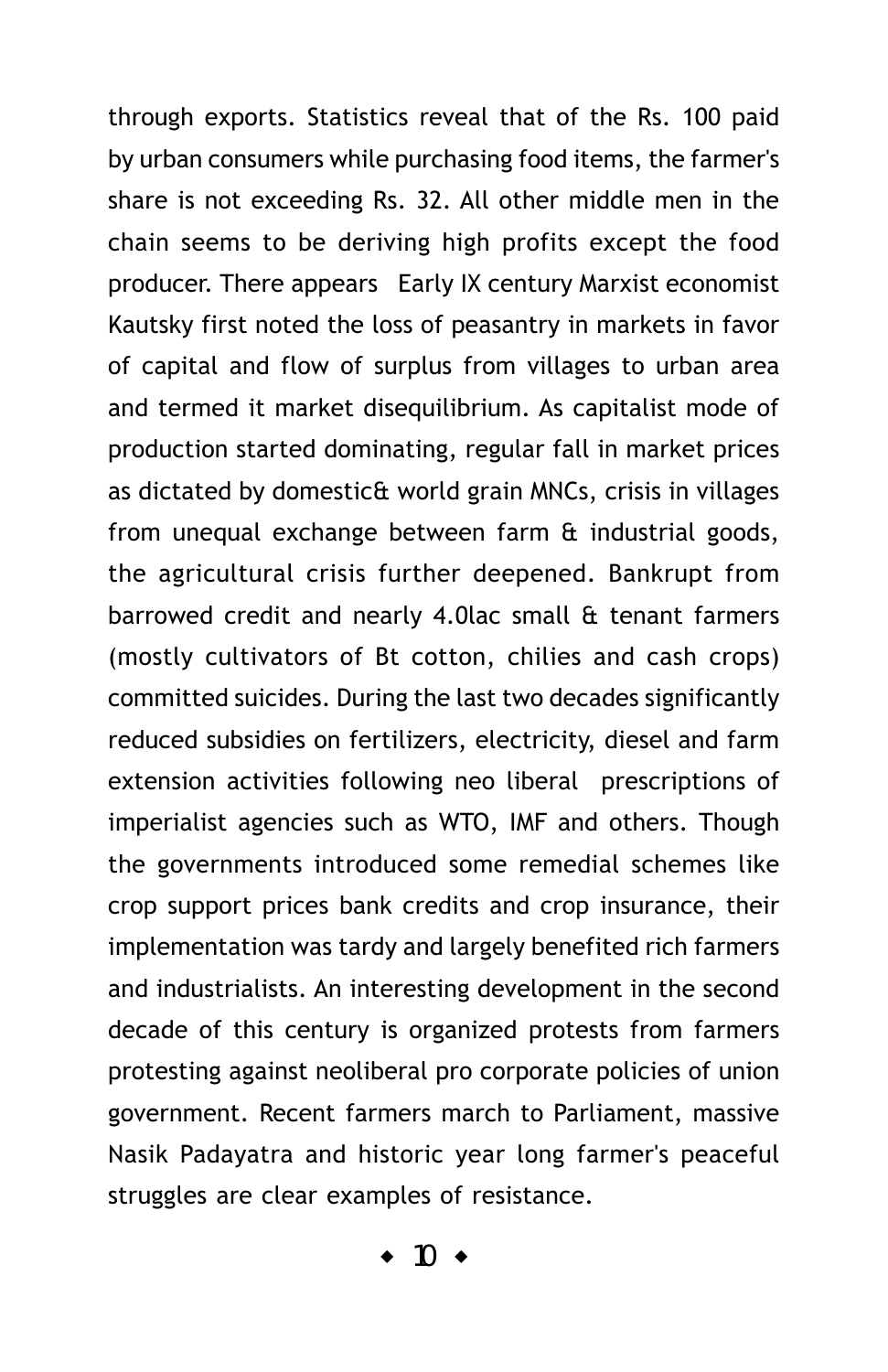through exports. Statistics reveal that of the Rs. 100 paid by urban consumers while purchasing food items, the farmer's share is not exceeding Rs. 32. All other middle men in the chain seems to be deriving high profits except the food producer. There appears  Early IX century Marxist economist Kautsky first noted the loss of peasantry in markets in favor of capital and flow of surplus from villages to urban area and termed it market disequilibrium. As capitalist mode of production started dominating, regular fall in market prices as dictated by domestic& world grain MNCs, crisis in villages from unequal exchange between farm & industrial goods, the agricultural crisis further deepened. Bankrupt from barrowed credit and nearly 4.0lac small & tenant farmers (mostly cultivators of Bt cotton, chilies and cash crops) committed suicides. During the last two decades significantly reduced subsidies on fertilizers, electricity, diesel and farm extension activities following neo liberal  prescriptions of imperialist agencies such as WTO, IMF and others. Though the governments introduced some remedial schemes like crop support prices bank credits and crop insurance, their implementation was tardy and largely benefited rich farmers and industrialists. An interesting development in the second decade of this century is organized protests from farmers protesting against neoliberal pro corporate policies of union government. Recent farmers march to Parliament, massive Nasik Padayatra and historic year long farmer's peaceful struggles are clear examples of resistance.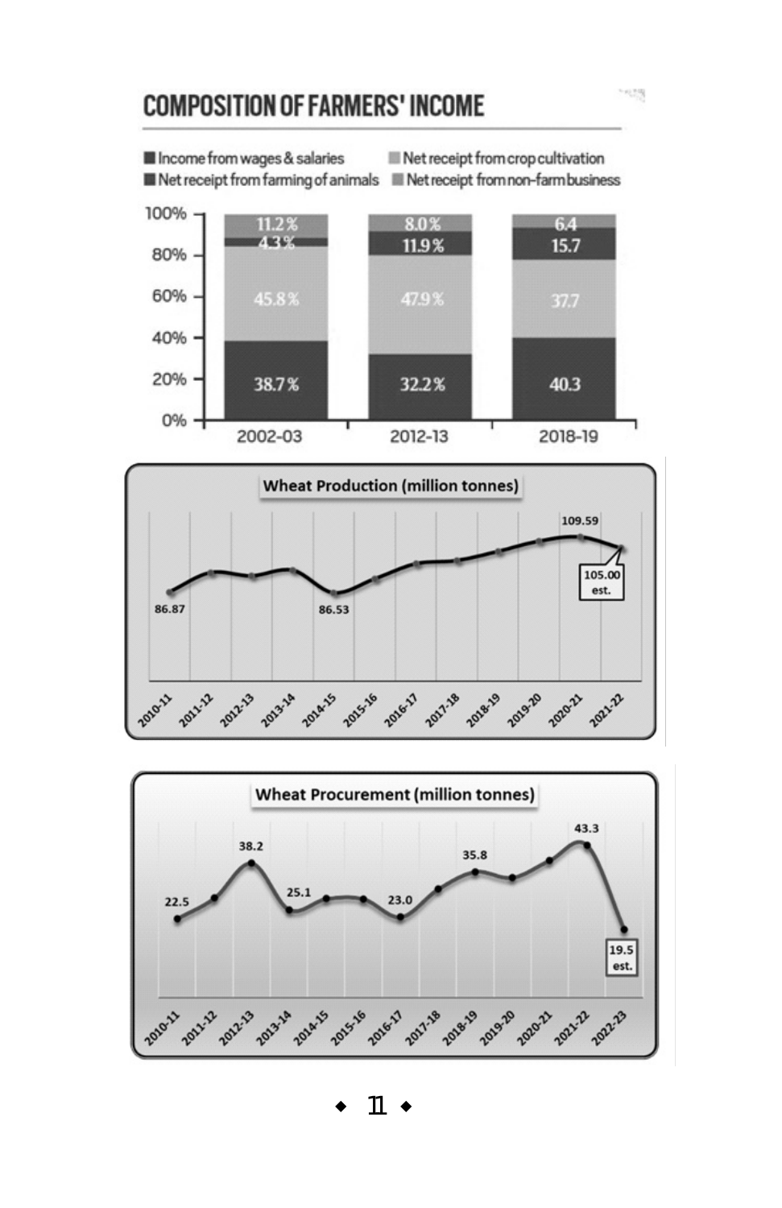## COMPOSITION OF FARMERS' INCOME

| | 2002-03 | 2012-13 | 2018-19 |
|---|---|---|---|
| Income from wages & salaries | 38.7% | 32.2% | 40.3 |
| Net receipt from crop cultivation | 45.8% | 47.9% | 37.7 |
| Net receipt from farming of animals | 4.3% | 11.9% | 15.7 |
| Net receipt from non-farm business | 11.2% | 8.0% | 6.4 |

**Wheat Production (million tonnes)**

| Year | Production |
|---|---|
| 2010-11 | 86.87 |
| 2014-15 | 86.53 |
| 2020-21 | 109.59 |
| 2021-22 | 105.00 est. |

**Wheat Procurement (million tonnes)**

| Year | Procurement |
|---|---|
| 2010-11 | 22.5 |
| 2012-13 | 38.2 |
| 2013-14 | 25.1 |
| 2016-17 | 23.0 |
| 2018-19 | 35.8 |
| 2021-22 | 43.3 |
| 2022-23 | 19.5 est. |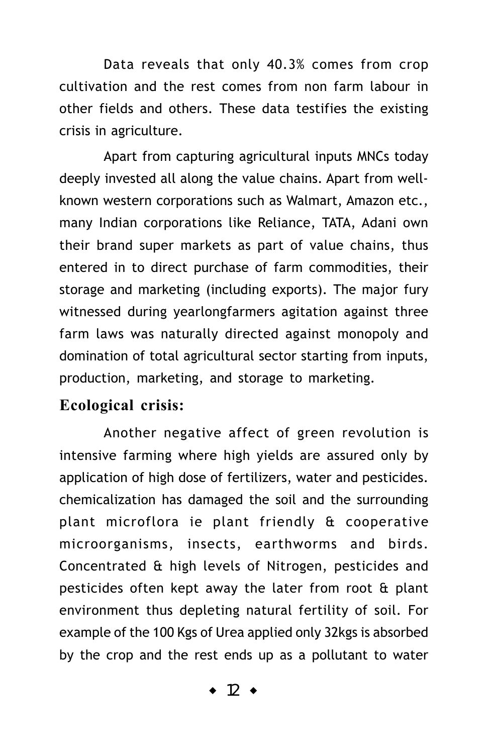Data reveals that only 40.3% comes from crop cultivation and the rest comes from non farm labour in other fields and others. These data testifies the existing crisis in agriculture.

Apart from capturing agricultural inputs MNCs today deeply invested all along the value chains. Apart from well-known western corporations such as Walmart, Amazon etc., many Indian corporations like Reliance, TATA, Adani own their brand super markets as part of value chains, thus entered in to direct purchase of farm commodities, their storage and marketing (including exports). The major fury witnessed during yearlongfarmers agitation against three farm laws was naturally directed against monopoly and domination of total agricultural sector starting from inputs, production, marketing, and storage to marketing.

## Ecological crisis:

Another negative affect of green revolution is intensive farming where high yields are assured only by application of high dose of fertilizers, water and pesticides. chemicalization has damaged the soil and the surrounding plant microflora ie plant friendly & cooperative microorganisms, insects, earthworms and birds. Concentrated & high levels of Nitrogen, pesticides and pesticides often kept away the later from root & plant environment thus depleting natural fertility of soil. For example of the 100 Kgs of Urea applied only 32kgs is absorbed by the crop and the rest ends up as a pollutant to water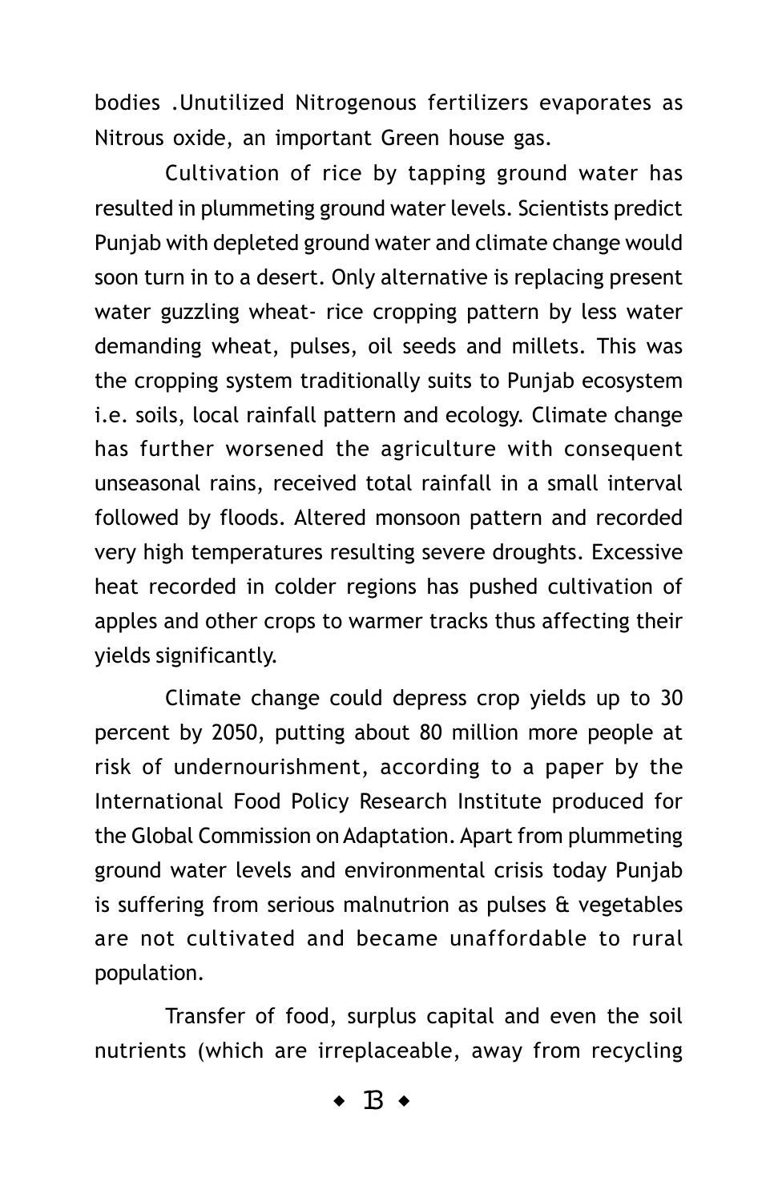bodies .Unutilized Nitrogenous fertilizers evaporates as Nitrous oxide, an important Green house gas.

Cultivation of rice by tapping ground water has resulted in plummeting ground water levels. Scientists predict Punjab with depleted ground water and climate change would soon turn in to a desert. Only alternative is replacing present water guzzling wheat- rice cropping pattern by less water demanding wheat, pulses, oil seeds and millets. This was the cropping system traditionally suits to Punjab ecosystem i.e. soils, local rainfall pattern and ecology. Climate change has further worsened the agriculture with consequent unseasonal rains, received total rainfall in a small interval followed by floods. Altered monsoon pattern and recorded very high temperatures resulting severe droughts. Excessive heat recorded in colder regions has pushed cultivation of apples and other crops to warmer tracks thus affecting their yields significantly.

Climate change could depress crop yields up to 30 percent by 2050, putting about 80 million more people at risk of undernourishment, according to a paper by the International Food Policy Research Institute produced for the Global Commission on Adaptation. Apart from plummeting ground water levels and environmental crisis today Punjab is suffering from serious malnutrion as pulses & vegetables are not cultivated and became unaffordable to rural population.

Transfer of food, surplus capital and even the soil nutrients (which are irreplaceable, away from recycling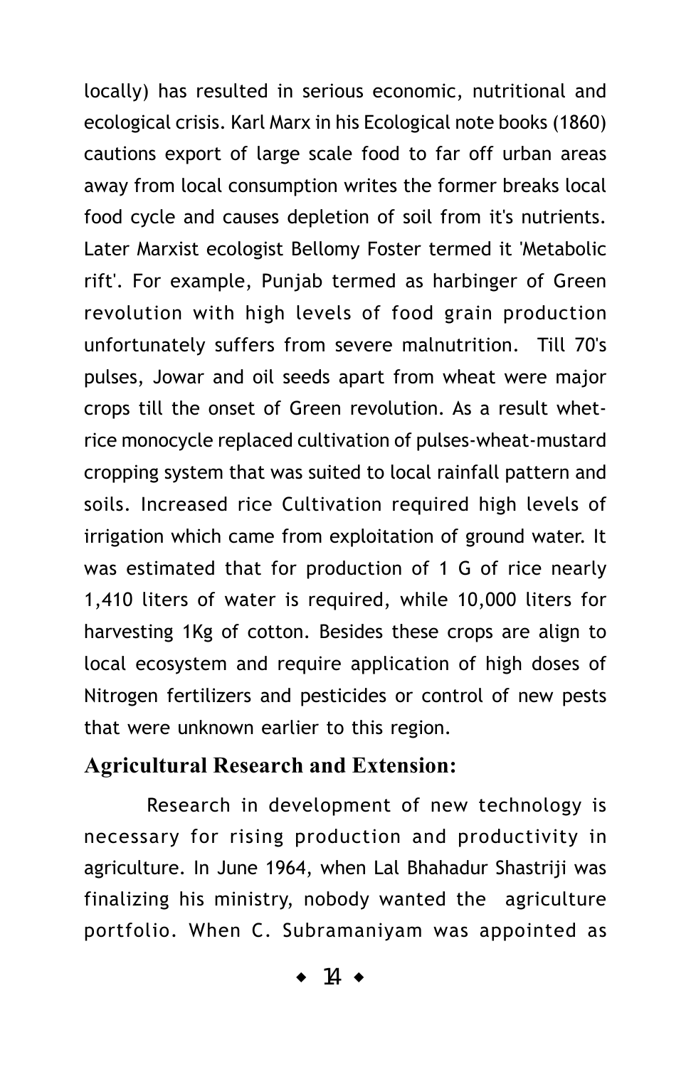locally) has resulted in serious economic, nutritional and ecological crisis. Karl Marx in his Ecological note books (1860) cautions export of large scale food to far off urban areas away from local consumption writes the former breaks local food cycle and causes depletion of soil from it's nutrients. Later Marxist ecologist Bellomy Foster termed it 'Metabolic rift'. For example, Punjab termed as harbinger of Green revolution with high levels of food grain production unfortunately suffers from severe malnutrition. Till 70's pulses, Jowar and oil seeds apart from wheat were major crops till the onset of Green revolution. As a result whet-rice monocycle replaced cultivation of pulses-wheat-mustard cropping system that was suited to local rainfall pattern and soils. Increased rice Cultivation required high levels of irrigation which came from exploitation of ground water. It was estimated that for production of 1 G of rice nearly 1,410 liters of water is required, while 10,000 liters for harvesting 1Kg of cotton. Besides these crops are align to local ecosystem and require application of high doses of Nitrogen fertilizers and pesticides or control of new pests that were unknown earlier to this region.

## Agricultural Research and Extension:

Research in development of new technology is necessary for rising production and productivity in agriculture. In June 1964, when Lal Bhahadur Shastriji was finalizing his ministry, nobody wanted the agriculture portfolio. When C. Subramaniyam was appointed as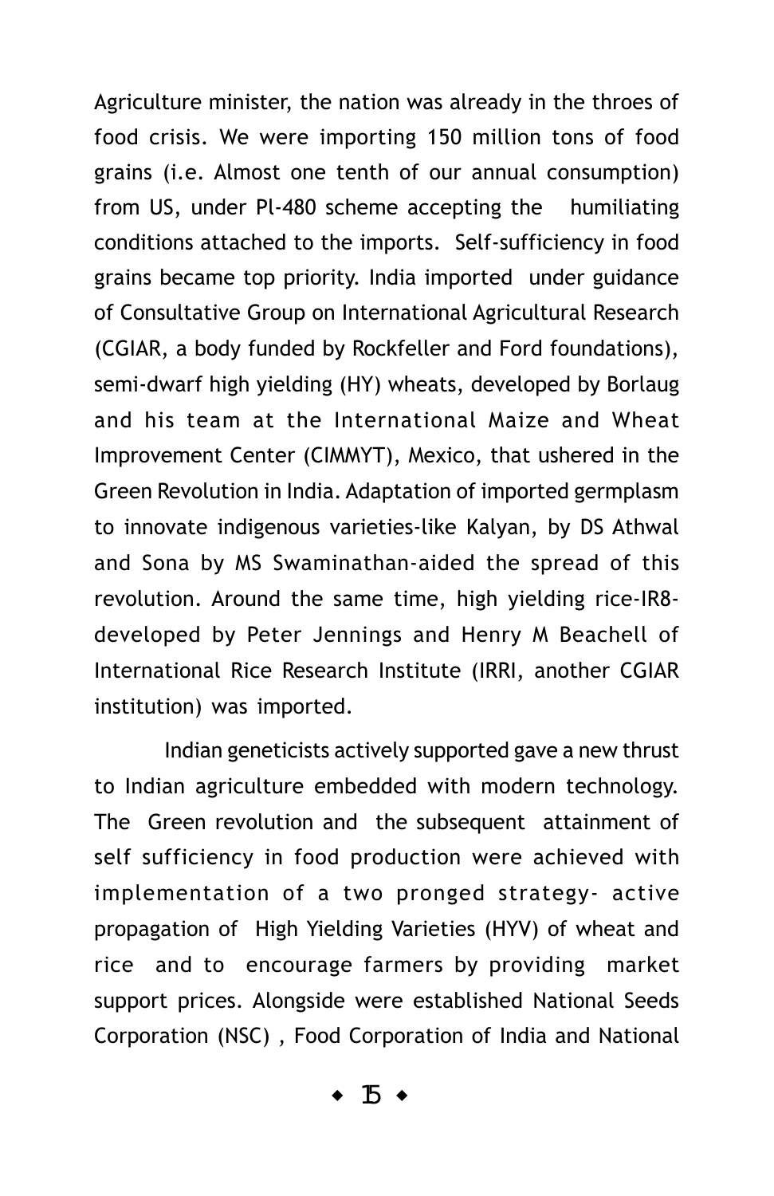Agriculture minister, the nation was already in the throes of food crisis. We were importing 150 million tons of food grains (i.e. Almost one tenth of our annual consumption) from US, under Pl-480 scheme accepting the humiliating conditions attached to the imports. Self-sufficiency in food grains became top priority. India imported under guidance of Consultative Group on International Agricultural Research (CGIAR, a body funded by Rockfeller and Ford foundations), semi-dwarf high yielding (HY) wheats, developed by Borlaug and his team at the International Maize and Wheat Improvement Center (CIMMYT), Mexico, that ushered in the Green Revolution in India. Adaptation of imported germplasm to innovate indigenous varieties-like Kalyan, by DS Athwal and Sona by MS Swaminathan-aided the spread of this revolution. Around the same time, high yielding rice-IR8-developed by Peter Jennings and Henry M Beachell of International Rice Research Institute (IRRI, another CGIAR institution) was imported.

Indian geneticists actively supported gave a new thrust to Indian agriculture embedded with modern technology. The Green revolution and the subsequent attainment of self sufficiency in food production were achieved with implementation of a two pronged strategy- active propagation of High Yielding Varieties (HYV) of wheat and rice and to encourage farmers by providing market support prices. Alongside were established National Seeds Corporation (NSC) , Food Corporation of India and National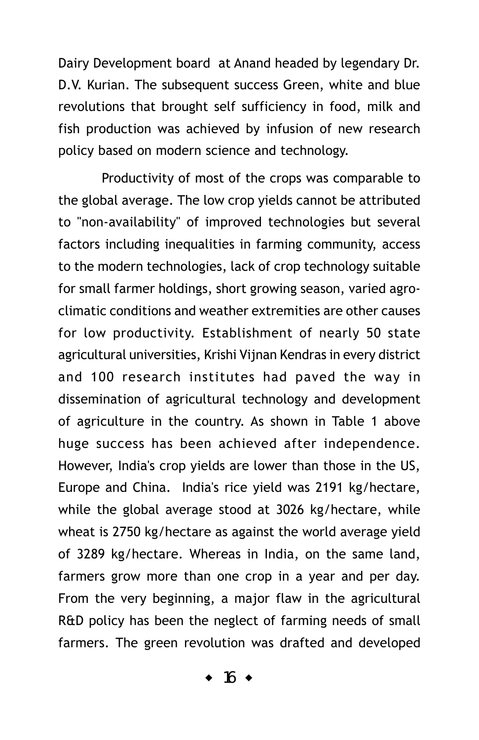Dairy Development board at Anand headed by legendary Dr. D.V. Kurian. The subsequent success Green, white and blue revolutions that brought self sufficiency in food, milk and fish production was achieved by infusion of new research policy based on modern science and technology.

Productivity of most of the crops was comparable to the global average. The low crop yields cannot be attributed to "non-availability" of improved technologies but several factors including inequalities in farming community, access to the modern technologies, lack of crop technology suitable for small farmer holdings, short growing season, varied agro-climatic conditions and weather extremities are other causes for low productivity. Establishment of nearly 50 state agricultural universities, Krishi Vijnan Kendras in every district and 100 research institutes had paved the way in dissemination of agricultural technology and development of agriculture in the country. As shown in Table 1 above huge success has been achieved after independence. However, India's crop yields are lower than those in the US, Europe and China. India's rice yield was 2191 kg/hectare, while the global average stood at 3026 kg/hectare, while wheat is 2750 kg/hectare as against the world average yield of 3289 kg/hectare. Whereas in India, on the same land, farmers grow more than one crop in a year and per day. From the very beginning, a major flaw in the agricultural R&D policy has been the neglect of farming needs of small farmers. The green revolution was drafted and developed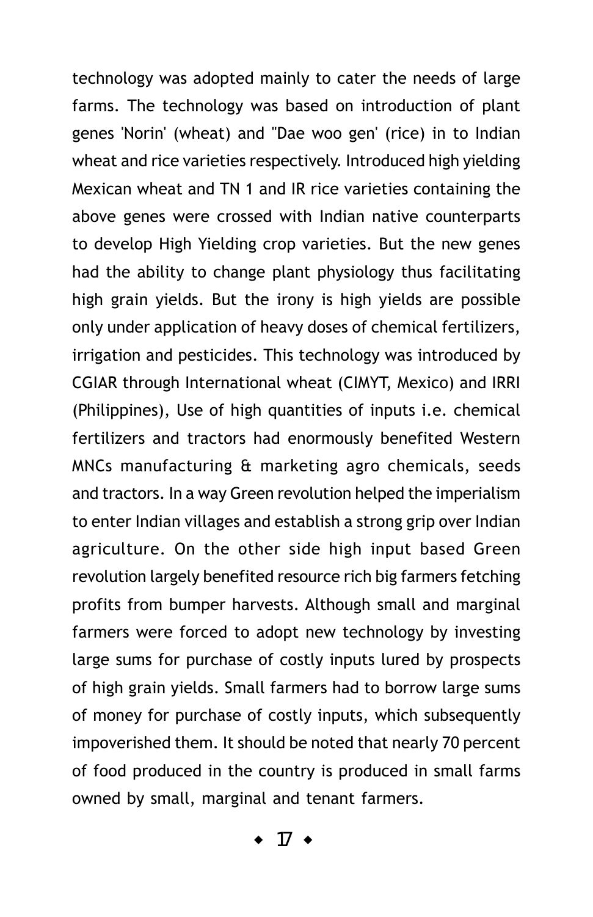technology was adopted mainly to cater the needs of large farms. The technology was based on introduction of plant genes 'Norin' (wheat) and "Dae woo gen' (rice) in to Indian wheat and rice varieties respectively. Introduced high yielding Mexican wheat and TN 1 and IR rice varieties containing the above genes were crossed with Indian native counterparts to develop High Yielding crop varieties. But the new genes had the ability to change plant physiology thus facilitating high grain yields. But the irony is high yields are possible only under application of heavy doses of chemical fertilizers, irrigation and pesticides. This technology was introduced by CGIAR through International wheat (CIMYT, Mexico) and IRRI (Philippines), Use of high quantities of inputs i.e. chemical fertilizers and tractors had enormously benefited Western MNCs manufacturing & marketing agro chemicals, seeds and tractors. In a way Green revolution helped the imperialism to enter Indian villages and establish a strong grip over Indian agriculture. On the other side high input based Green revolution largely benefited resource rich big farmers fetching profits from bumper harvests. Although small and marginal farmers were forced to adopt new technology by investing large sums for purchase of costly inputs lured by prospects of high grain yields. Small farmers had to borrow large sums of money for purchase of costly inputs, which subsequently impoverished them. It should be noted that nearly 70 percent of food produced in the country is produced in small farms owned by small, marginal and tenant farmers.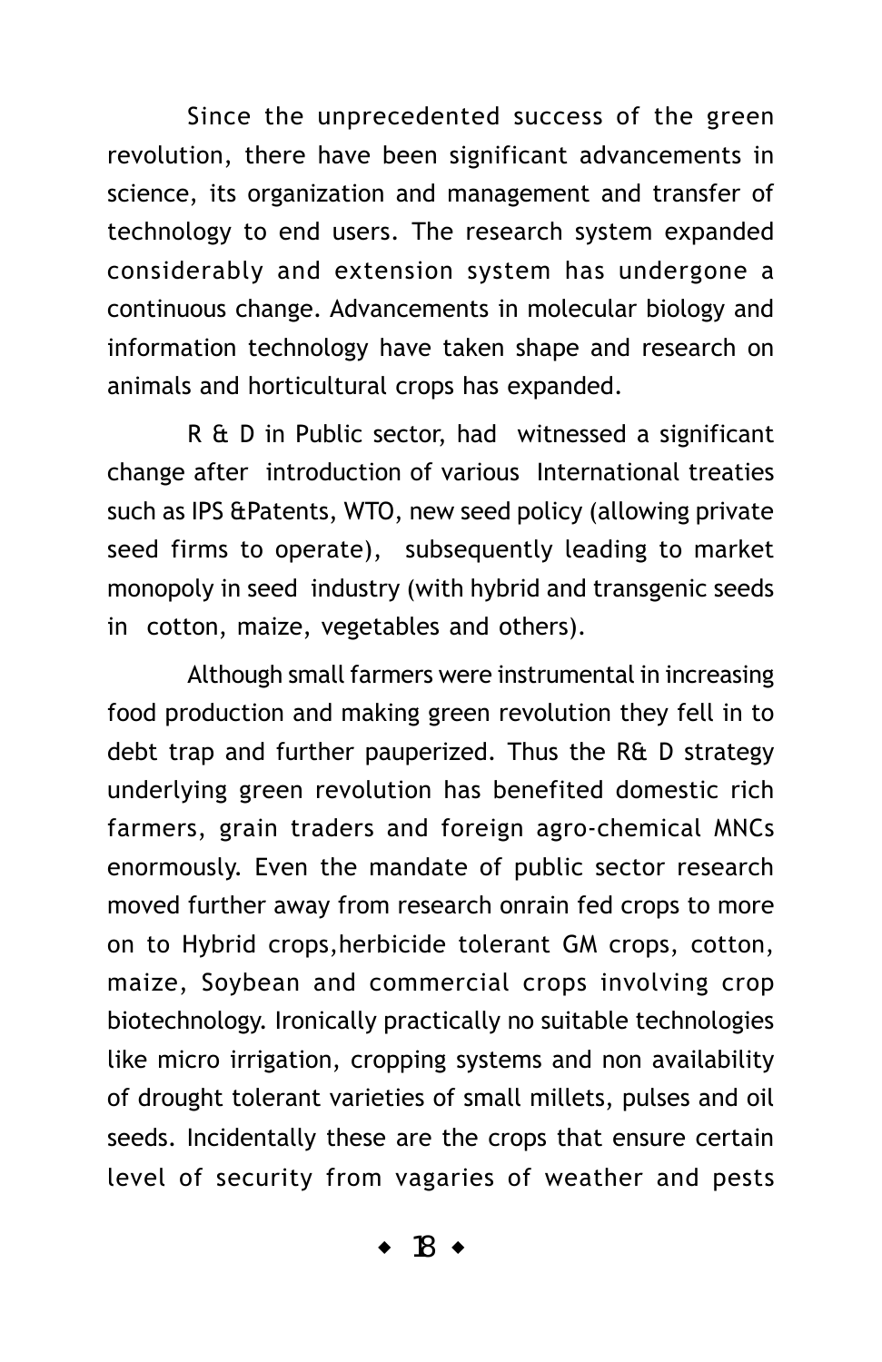Since the unprecedented success of the green revolution, there have been significant advancements in science, its organization and management and transfer of technology to end users. The research system expanded considerably and extension system has undergone a continuous change. Advancements in molecular biology and information technology have taken shape and research on animals and horticultural crops has expanded.

R & D in Public sector, had witnessed a significant change after introduction of various International treaties such as IPS &Patents, WTO, new seed policy (allowing private seed firms to operate), subsequently leading to market monopoly in seed industry (with hybrid and transgenic seeds in cotton, maize, vegetables and others).

Although small farmers were instrumental in increasing food production and making green revolution they fell in to debt trap and further pauperized. Thus the R& D strategy underlying green revolution has benefited domestic rich farmers, grain traders and foreign agro-chemical MNCs enormously. Even the mandate of public sector research moved further away from research onrain fed crops to more on to Hybrid crops,herbicide tolerant GM crops, cotton, maize, Soybean and commercial crops involving crop biotechnology. Ironically practically no suitable technologies like micro irrigation, cropping systems and non availability of drought tolerant varieties of small millets, pulses and oil seeds. Incidentally these are the crops that ensure certain level of security from vagaries of weather and pests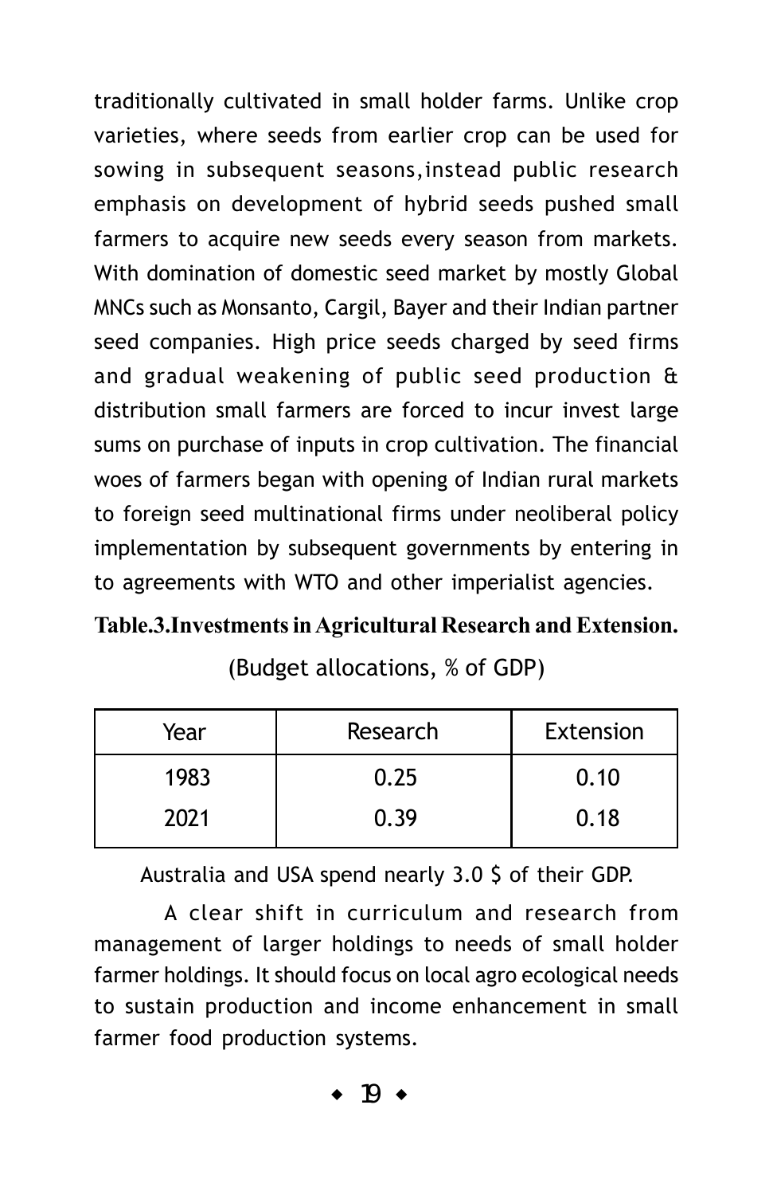traditionally cultivated in small holder farms. Unlike crop varieties, where seeds from earlier crop can be used for sowing in subsequent seasons,instead public research emphasis on development of hybrid seeds pushed small farmers to acquire new seeds every season from markets. With domination of domestic seed market by mostly Global MNCs such as Monsanto, Cargil, Bayer and their Indian partner seed companies. High price seeds charged by seed firms and gradual weakening of public seed production & distribution small farmers are forced to incur invest large sums on purchase of inputs in crop cultivation. The financial woes of farmers began with opening of Indian rural markets to foreign seed multinational firms under neoliberal policy implementation by subsequent governments by entering in to agreements with WTO and other imperialist agencies.

**Table.3.Investments in Agricultural Research and Extension.**

(Budget allocations, % of GDP)

| Year | Research | Extension |
|---|---|---|
| 1983 | 0.25 | 0.10 |
| 2021 | 0.39 | 0.18 |

Australia and USA spend nearly 3.0 $ of their GDP.

A clear shift in curriculum and research from management of larger holdings to needs of small holder farmer holdings. It should focus on local agro ecological needs to sustain production and income enhancement in small farmer food production systems.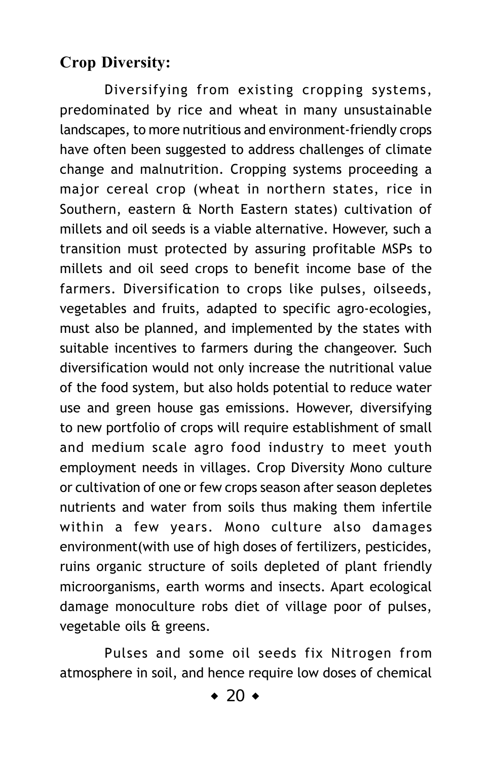## Crop Diversity:

Diversifying from existing cropping systems, predominated by rice and wheat in many unsustainable landscapes, to more nutritious and environment-friendly crops have often been suggested to address challenges of climate change and malnutrition. Cropping systems proceeding a major cereal crop (wheat in northern states, rice in Southern, eastern & North Eastern states) cultivation of millets and oil seeds is a viable alternative. However, such a transition must protected by assuring profitable MSPs to millets and oil seed crops to benefit income base of the farmers. Diversification to crops like pulses, oilseeds, vegetables and fruits, adapted to specific agro-ecologies, must also be planned, and implemented by the states with suitable incentives to farmers during the changeover. Such diversification would not only increase the nutritional value of the food system, but also holds potential to reduce water use and green house gas emissions. However, diversifying to new portfolio of crops will require establishment of small and medium scale agro food industry to meet youth employment needs in villages. Crop Diversity Mono culture or cultivation of one or few crops season after season depletes nutrients and water from soils thus making them infertile within a few years. Mono culture also damages environment(with use of high doses of fertilizers, pesticides, ruins organic structure of soils depleted of plant friendly microorganisms, earth worms and insects. Apart ecological damage monoculture robs diet of village poor of pulses, vegetable oils & greens.

Pulses and some oil seeds fix Nitrogen from atmosphere in soil, and hence require low doses of chemical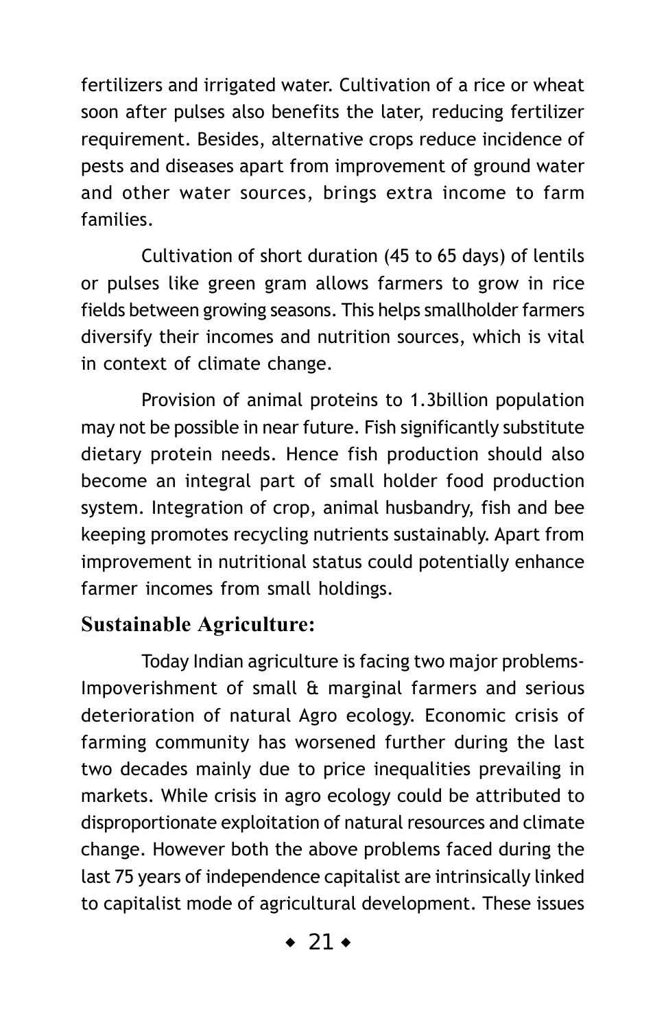fertilizers and irrigated water. Cultivation of a rice or wheat soon after pulses also benefits the later, reducing fertilizer requirement. Besides, alternative crops reduce incidence of pests and diseases apart from improvement of ground water and other water sources, brings extra income to farm families.

Cultivation of short duration (45 to 65 days) of lentils or pulses like green gram allows farmers to grow in rice fields between growing seasons. This helps smallholder farmers diversify their incomes and nutrition sources, which is vital in context of climate change.

Provision of animal proteins to 1.3billion population may not be possible in near future. Fish significantly substitute dietary protein needs. Hence fish production should also become an integral part of small holder food production system. Integration of crop, animal husbandry, fish and bee keeping promotes recycling nutrients sustainably. Apart from improvement in nutritional status could potentially enhance farmer incomes from small holdings.

## Sustainable Agriculture:

Today Indian agriculture is facing two major problems- Impoverishment of small & marginal farmers and serious deterioration of natural Agro ecology. Economic crisis of farming community has worsened further during the last two decades mainly due to price inequalities prevailing in markets. While crisis in agro ecology could be attributed to disproportionate exploitation of natural resources and climate change. However both the above problems faced during the last 75 years of independence capitalist are intrinsically linked to capitalist mode of agricultural development. These issues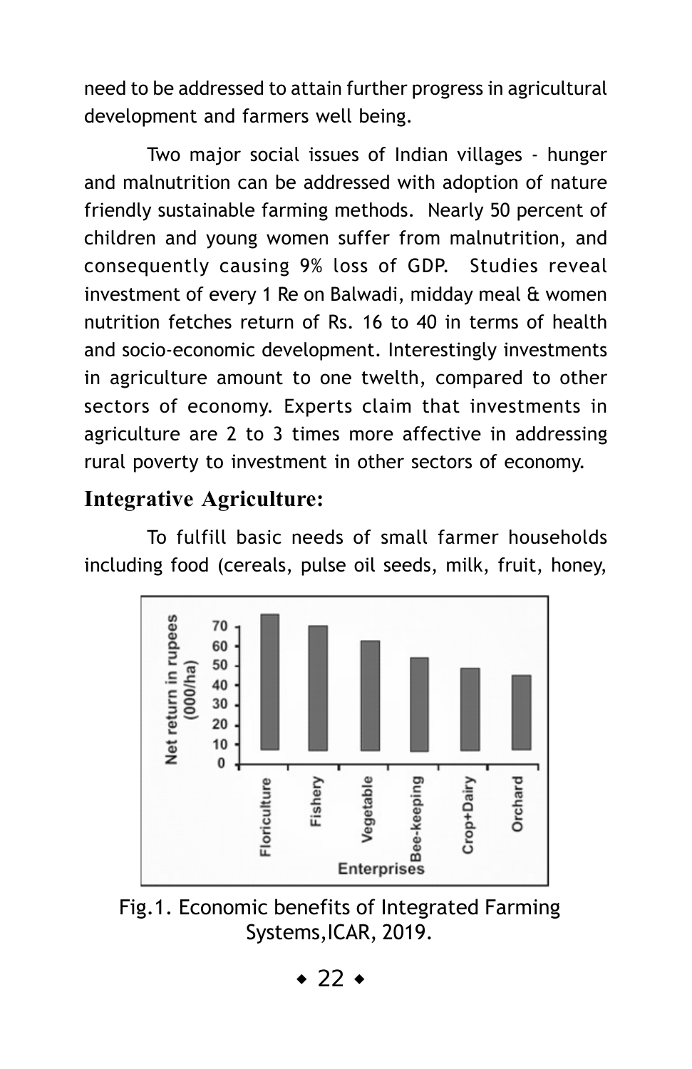need to be addressed to attain further progress in agricultural development and farmers well being.

Two major social issues of Indian villages - hunger and malnutrition can be addressed with adoption of nature friendly sustainable farming methods. Nearly 50 percent of children and young women suffer from malnutrition, and consequently causing 9% loss of GDP. Studies reveal investment of every 1 Re on Balwadi, midday meal & women nutrition fetches return of Rs. 16 to 40 in terms of health and socio-economic development. Interestingly investments in agriculture amount to one twelth, compared to other sectors of economy. Experts claim that investments in agriculture are 2 to 3 times more affective in addressing rural poverty to investment in other sectors of economy.

## Integrative Agriculture:

To fulfill basic needs of small farmer households including food (cereals, pulse oil seeds, milk, fruit, honey,

Fig.1. Economic benefits of Integrated Farming Systems,ICAR, 2019.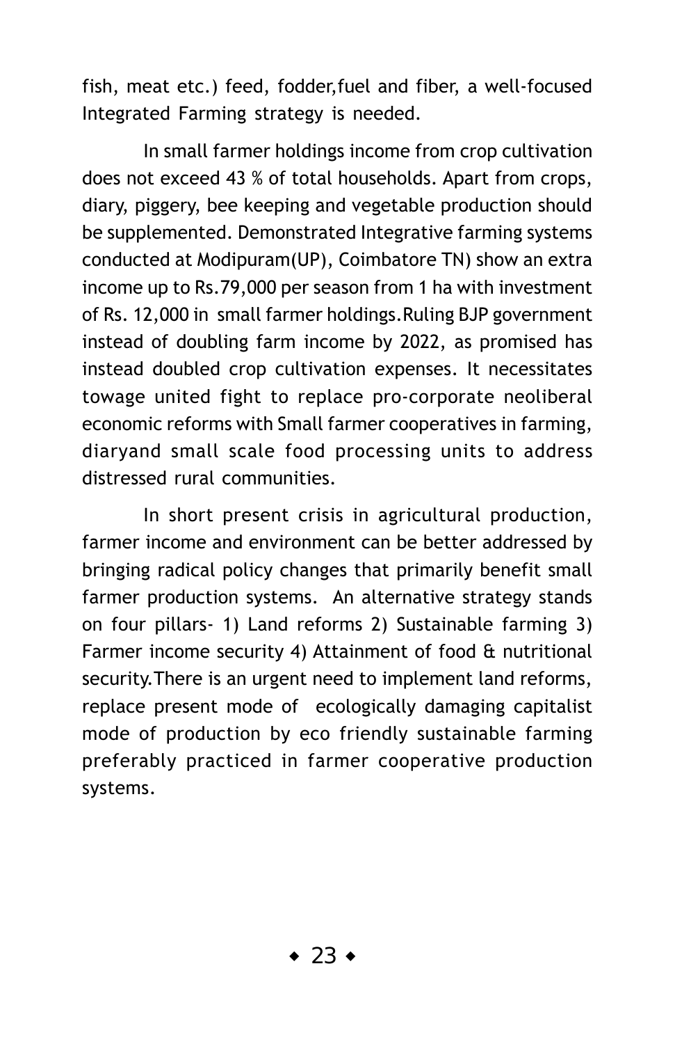fish, meat etc.) feed, fodder,fuel and fiber, a well-focused Integrated Farming strategy is needed.

In small farmer holdings income from crop cultivation does not exceed 43 % of total households. Apart from crops, diary, piggery, bee keeping and vegetable production should be supplemented. Demonstrated Integrative farming systems conducted at Modipuram(UP), Coimbatore TN) show an extra income up to Rs.79,000 per season from 1 ha with investment of Rs. 12,000 in small farmer holdings.Ruling BJP government instead of doubling farm income by 2022, as promised has instead doubled crop cultivation expenses. It necessitates towage united fight to replace pro-corporate neoliberal economic reforms with Small farmer cooperatives in farming, diaryand small scale food processing units to address distressed rural communities.

In short present crisis in agricultural production, farmer income and environment can be better addressed by bringing radical policy changes that primarily benefit small farmer production systems. An alternative strategy stands on four pillars- 1) Land reforms 2) Sustainable farming 3) Farmer income security 4) Attainment of food & nutritional security.There is an urgent need to implement land reforms, replace present mode of ecologically damaging capitalist mode of production by eco friendly sustainable farming preferably practiced in farmer cooperative production systems.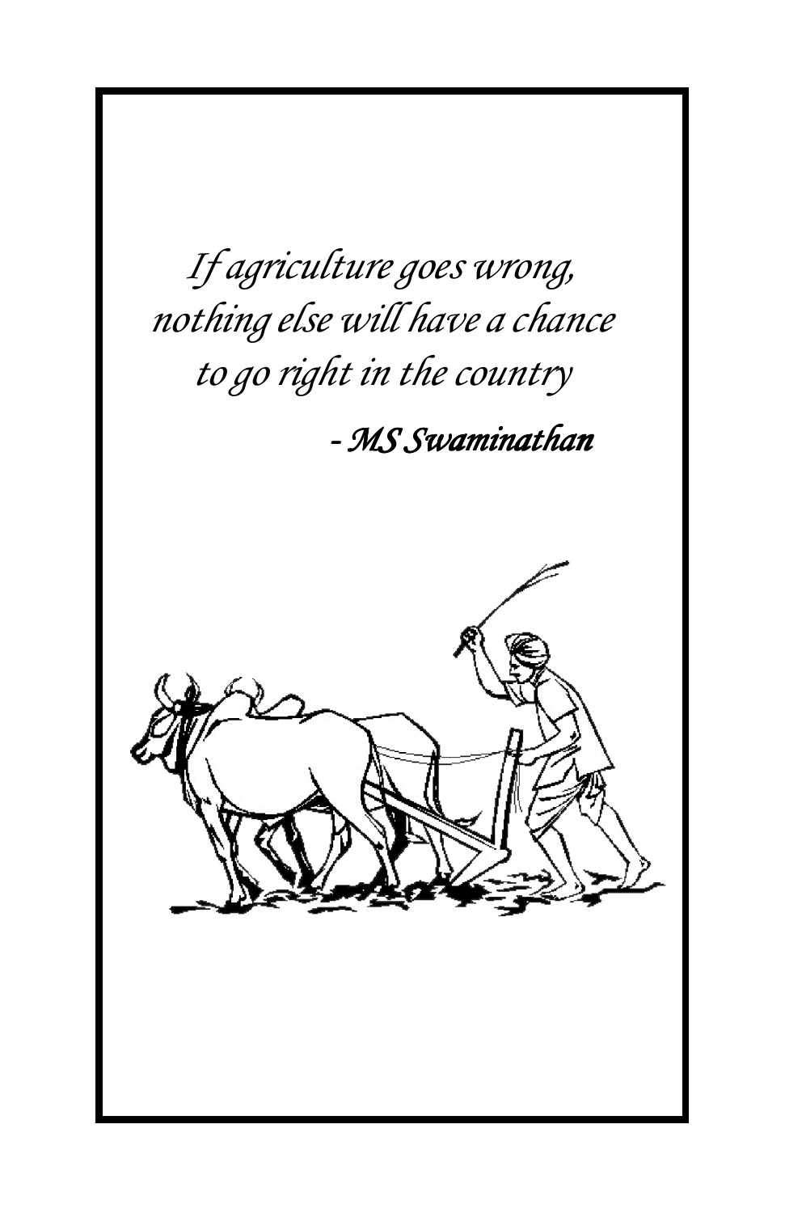*If agriculture goes wrong,*
*nothing else will have a chance*
*to go right in the country*

***- MS Swaminathan***